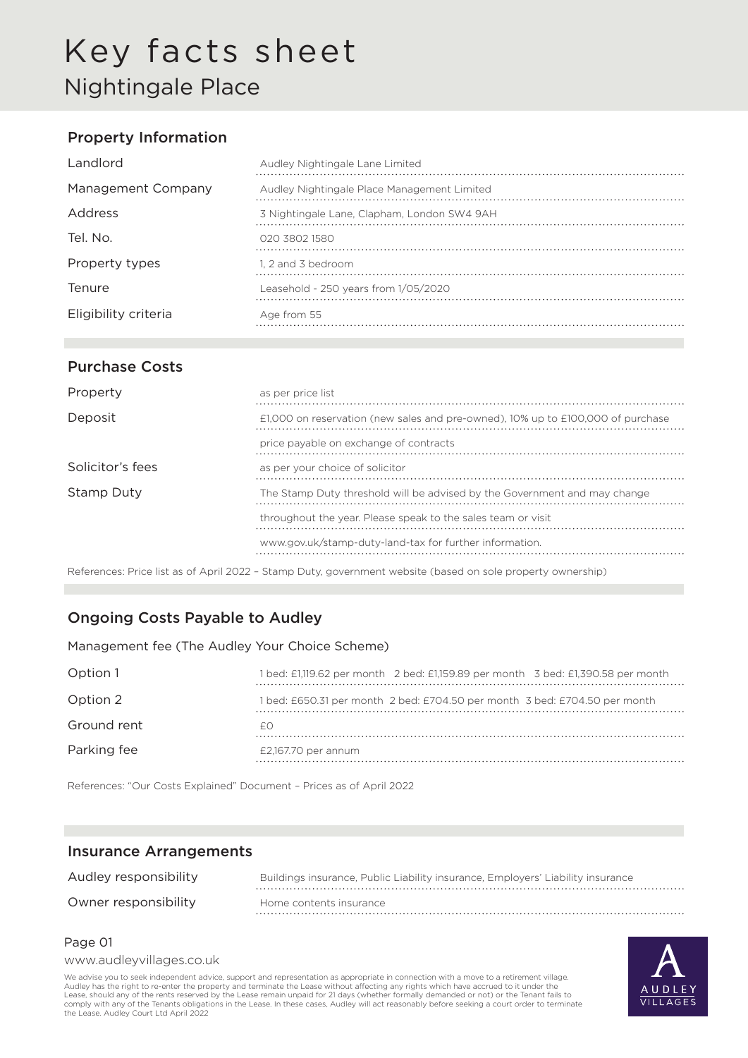# Key facts sheet

## Nightingale Place

### Property Information

| | |
|---|---|
| Landlord | Audley Nightingale Lane Limited |
| Management Company | Audley Nightingale Place Management Limited |
| Address | 3 Nightingale Lane, Clapham, London SW4 9AH |
| Tel. No. | 020 3802 1580 |
| Property types | 1, 2 and 3 bedroom |
| Tenure | Leasehold - 250 years from 1/05/2020 |
| Eligibility criteria | Age from 55 |

### Purchase Costs

| | |
|---|---|
| Property | as per price list |
| Deposit | £1,000 on reservation (new sales and pre-owned), 10% up to £100,000 of purchase price payable on exchange of contracts |
| Solicitor's fees | as per your choice of solicitor |
| Stamp Duty | The Stamp Duty threshold will be advised by the Government and may change throughout the year. Please speak to the sales team or visit www.gov.uk/stamp-duty-land-tax for further information. |

References: Price list as of April 2022 – Stamp Duty, government website (based on sole property ownership)

### Ongoing Costs Payable to Audley

Management fee (The Audley Your Choice Scheme)

| | |
|---|---|
| Option 1 | 1 bed: £1,119.62 per month 2 bed: £1,159.89 per month 3 bed: £1,390.58 per month |
| Option 2 | 1 bed: £650.31 per month 2 bed: £704.50 per month 3 bed: £704.50 per month |
| Ground rent | £0 |
| Parking fee | £2,167.70 per annum |

References: "Our Costs Explained" Document – Prices as of April 2022

### Insurance Arrangements

| | |
|---|---|
| Audley responsibility | Buildings insurance, Public Liability insurance, Employers' Liability insurance |
| Owner responsibility | Home contents insurance |

www.audleyvillages.co.uk

We advise you to seek independent advice, support and representation as appropriate in connection with a move to a retirement village. Audley has the right to re-enter the property and terminate the Lease without affecting any rights which have accrued to it under the Lease, should any of the rents reserved by the Lease remain unpaid for 21 days (whether formally demanded or not) or the Tenant fails to comply with any of the Tenants obligations in the Lease. In these cases, Audley will act reasonably before seeking a court order to terminate the Lease. Audley Court Ltd April 2022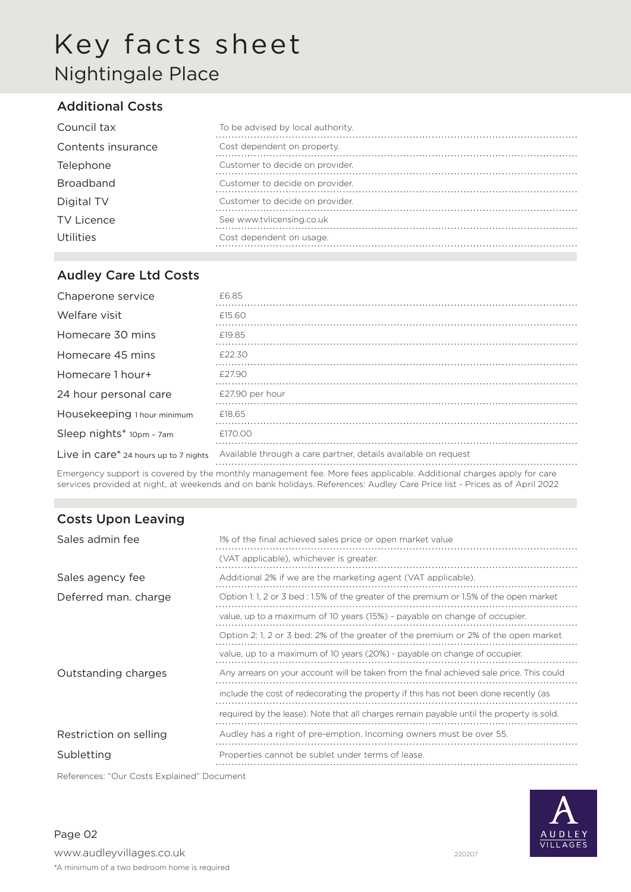# Key facts sheet

## Nightingale Place

### Additional Costs

| | |
|---|---|
| Council tax | To be advised by local authority. |
| Contents insurance | Cost dependent on property. |
| Telephone | Customer to decide on provider. |
| Broadband | Customer to decide on provider. |
| Digital TV | Customer to decide on provider. |
| TV Licence | See www.tvlicensing.co.uk |
| Utilities | Cost dependent on usage. |

### Audley Care Ltd Costs

| | |
|---|---|
| Chaperone service | £6.85 |
| Welfare visit | £15.60 |
| Homecare 30 mins | £19.85 |
| Homecare 45 mins | £22.30 |
| Homecare 1 hour+ | £27.90 |
| 24 hour personal care | £27.90 per hour |
| Housekeeping 1 hour minimum | £18.65 |
| Sleep nights* 10pm – 7am | £170.00 |
| Live in care* 24 hours up to 7 nights | Available through a care partner, details available on request |

Emergency support is covered by the monthly management fee. More fees applicable. Additional charges apply for care services provided at night, at weekends and on bank holidays. References: Audley Care Price list - Prices as of April 2022

### Costs Upon Leaving

| | |
|---|---|
| Sales admin fee | 1% of the final achieved sales price or open market value (VAT applicable), whichever is greater. |
| Sales agency fee | Additional 2% if we are the marketing agent (VAT applicable). |
| Deferred man. charge | Option 1: 1, 2 or 3 bed : 1.5% of the greater of the premium or 1.5% of the open market value, up to a maximum of 10 years (15%) - payable on change of occupier. |
| | Option 2: 1, 2 or 3 bed: 2% of the greater of the premium or 2% of the open market value, up to a maximum of 10 years (20%) - payable on change of occupier. |
| Outstanding charges | Any arrears on your account will be taken from the final achieved sale price. This could include the cost of redecorating the property if this has not been done recently (as required by the lease). Note that all charges remain payable until the property is sold. |
| Restriction on selling | Audley has a right of pre-emption. Incoming owners must be over 55. |
| Subletting | Properties cannot be sublet under terms of lease. |

References: "Our Costs Explained" Document

www.audleyvillages.co.uk

*A minimum of a two bedroom home is required

220207

AUDLEY VILLAGES